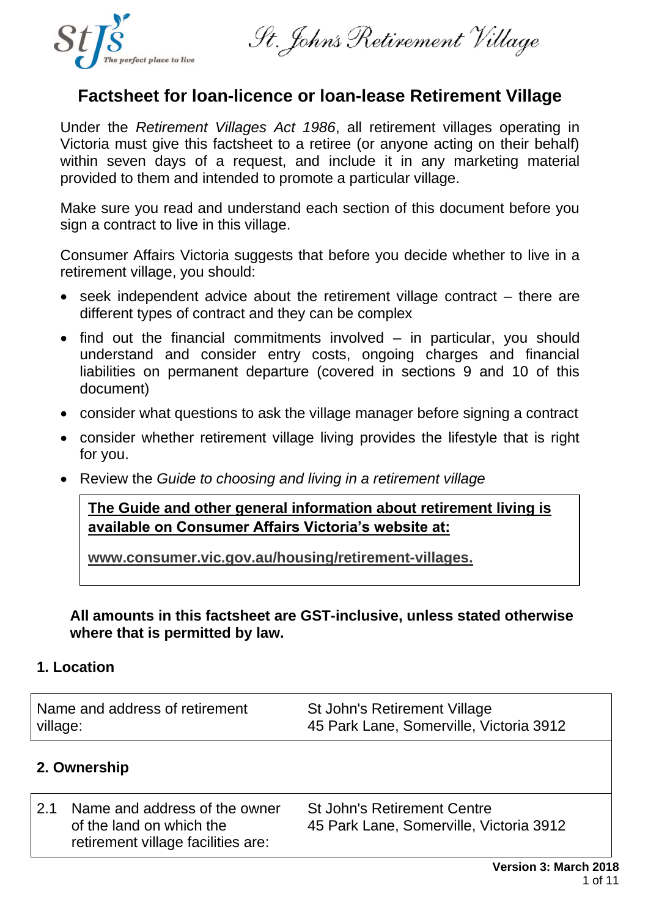# Factsheet for loan-licence or loan-lease Retirement Village

Under the *Retirement Villages Act 1986*, all retirement villages operating in Victoria must give this factsheet to a retiree (or anyone acting on their behalf) within seven days of a request, and include it in any marketing material provided to them and intended to promote a particular village.

Make sure you read and understand each section of this document before you sign a contract to live in this village.

Consumer Affairs Victoria suggests that before you decide whether to live in a retirement village, you should:

- seek independent advice about the retirement village contract – there are different types of contract and they can be complex
- find out the financial commitments involved – in particular, you should understand and consider entry costs, ongoing charges and financial liabilities on permanent departure (covered in sections 9 and 10 of this document)
- consider what questions to ask the village manager before signing a contract
- consider whether retirement village living provides the lifestyle that is right for you.
- Review the *Guide to choosing and living in a retirement village*

**The Guide and other general information about retirement living is available on Consumer Affairs Victoria's website at:**

**www.consumer.vic.gov.au/housing/retirement-villages.**

**All amounts in this factsheet are GST-inclusive, unless stated otherwise where that is permitted by law.**

## 1. Location

| Name and address of retirement village: | St John's Retirement Village<br>45 Park Lane, Somerville, Victoria 3912 |
|---|---|

## 2. Ownership

| 2.1 | Name and address of the owner of the land on which the retirement village facilities are: | St John's Retirement Centre<br>45 Park Lane, Somerville, Victoria 3912 |
|---|---|---|

Version 3: March 2018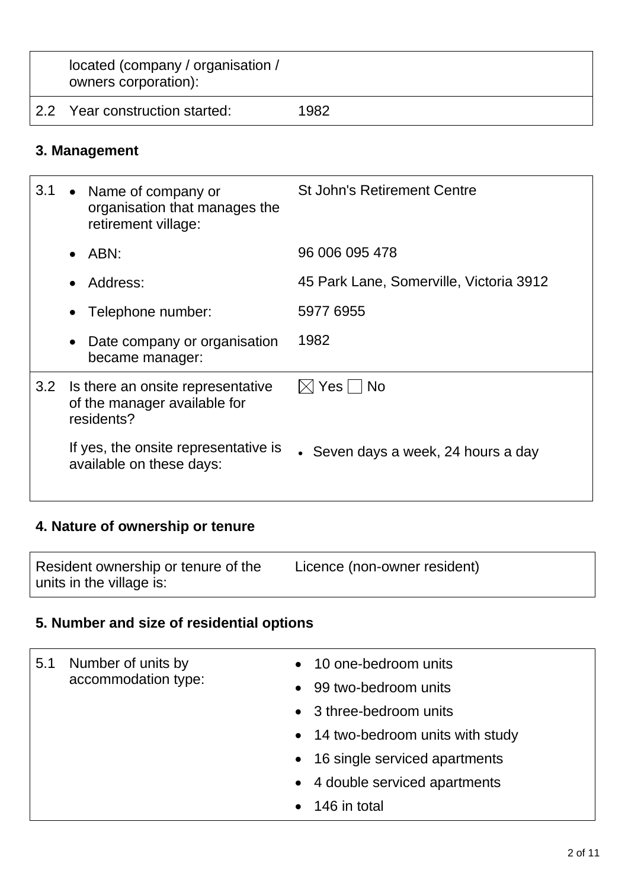|  | located (company / organisation / owners corporation): |  |
|---|---|---|
| 2.2 | Year construction started: | 1982 |

## 3. Management

|  |  |  |
|---|---|---|
| 3.1 | • Name of company or organisation that manages the retirement village: | St John's Retirement Centre |
|  | • ABN: | 96 006 095 478 |
|  | • Address: | 45 Park Lane, Somerville, Victoria 3912 |
|  | • Telephone number: | 5977 6955 |
|  | • Date company or organisation became manager: | 1982 |
| 3.2 | Is there an onsite representative of the manager available for residents? | ☒ Yes ☐ No |
|  | If yes, the onsite representative is available on these days: | • Seven days a week, 24 hours a day |

## 4. Nature of ownership or tenure

|  |  |
|---|---|
| Resident ownership or tenure of the units in the village is: | Licence (non-owner resident) |

## 5. Number and size of residential options

|  |  |  |
|---|---|---|
| 5.1 | Number of units by accommodation type: | • 10 one-bedroom units<br>• 99 two-bedroom units<br>• 3 three-bedroom units<br>• 14 two-bedroom units with study<br>• 16 single serviced apartments<br>• 4 double serviced apartments<br>• 146 in total |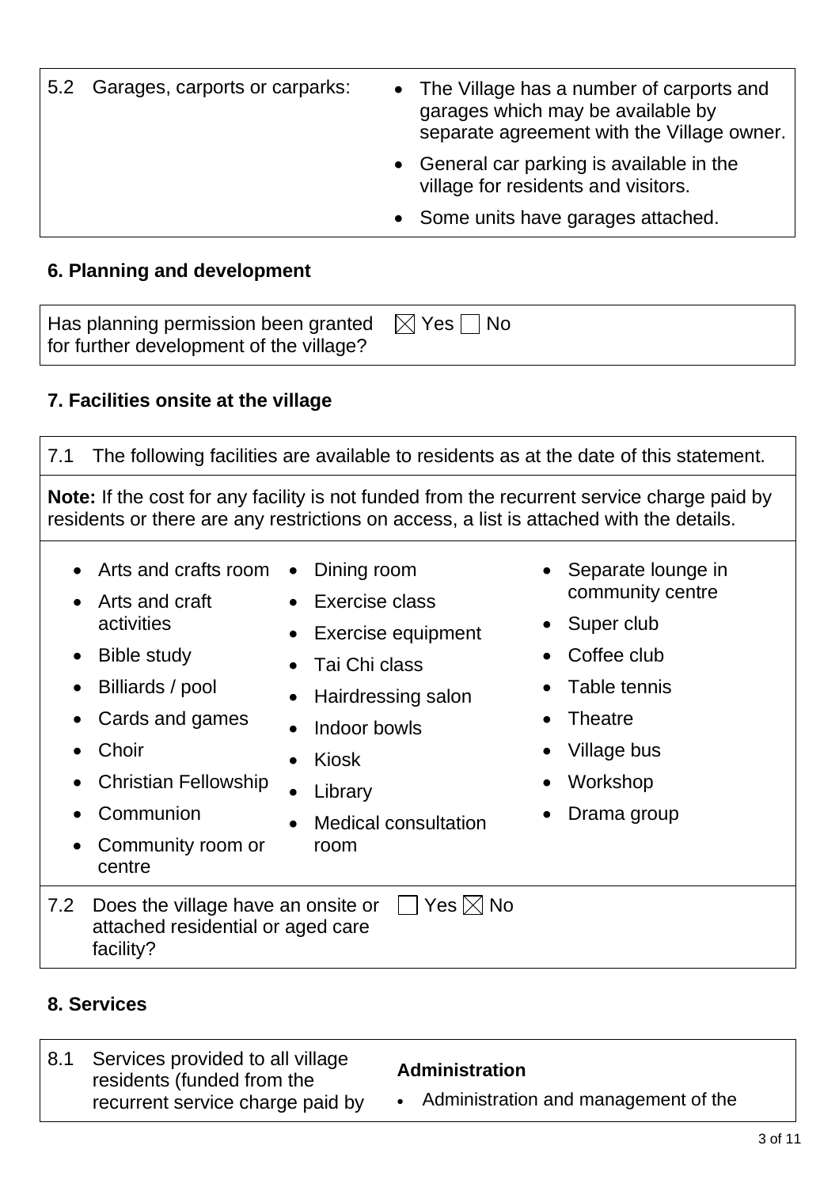| | |
|---|---|
| 5.2 Garages, carports or carparks: | • The Village has a number of carports and garages which may be available by separate agreement with the Village owner.<br>• General car parking is available in the village for residents and visitors.<br>• Some units have garages attached. |

## 6. Planning and development

| | |
|---|---|
| Has planning permission been granted for further development of the village? | ☒ Yes ☐ No |

## 7. Facilities onsite at the village

7.1 The following facilities are available to residents as at the date of this statement.

**Note:** If the cost for any facility is not funded from the recurrent service charge paid by residents or there are any restrictions on access, a list is attached with the details.

- Arts and crafts room
- Arts and craft activities
- Bible study
- Billiards / pool
- Cards and games
- Choir
- Christian Fellowship
- Communion
- Community room or centre
- Dining room
- Exercise class
- Exercise equipment
- Tai Chi class
- Hairdressing salon
- Indoor bowls
- Kiosk
- Library
- Medical consultation room
- Separate lounge in community centre
- Super club
- Coffee club
- Table tennis
- Theatre
- Village bus
- Workshop
- Drama group

| | |
|---|---|
| 7.2 Does the village have an onsite or attached residential or aged care facility? | ☐ Yes ☒ No |

## 8. Services

| | |
|---|---|
| 8.1 Services provided to all village residents (funded from the recurrent service charge paid by | **Administration**<br>• Administration and management of the |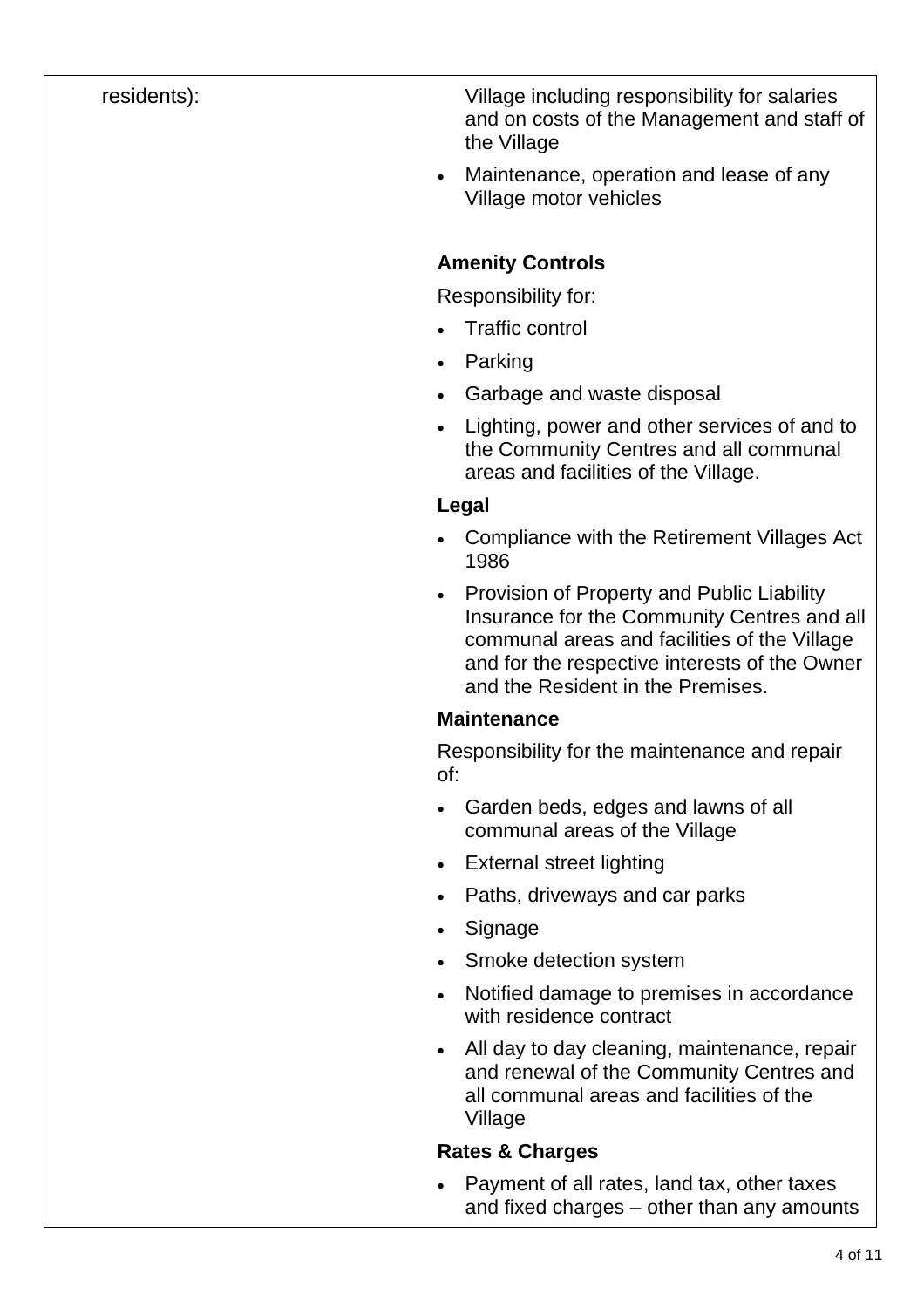| | |
|---|---|
| residents): | Village including responsibility for salaries and on costs of the Management and staff of the Village<br>• Maintenance, operation and lease of any Village motor vehicles<br><br>**Amenity Controls**<br>Responsibility for:<br>• Traffic control<br>• Parking<br>• Garbage and waste disposal<br>• Lighting, power and other services of and to the Community Centres and all communal areas and facilities of the Village.<br><br>**Legal**<br>• Compliance with the Retirement Villages Act 1986<br>• Provision of Property and Public Liability Insurance for the Community Centres and all communal areas and facilities of the Village and for the respective interests of the Owner and the Resident in the Premises.<br><br>**Maintenance**<br>Responsibility for the maintenance and repair of:<br>• Garden beds, edges and lawns of all communal areas of the Village<br>• External street lighting<br>• Paths, driveways and car parks<br>• Signage<br>• Smoke detection system<br>• Notified damage to premises in accordance with residence contract<br>• All day to day cleaning, maintenance, repair and renewal of the Community Centres and all communal areas and facilities of the Village<br><br>**Rates & Charges**<br>• Payment of all rates, land tax, other taxes and fixed charges – other than any amounts |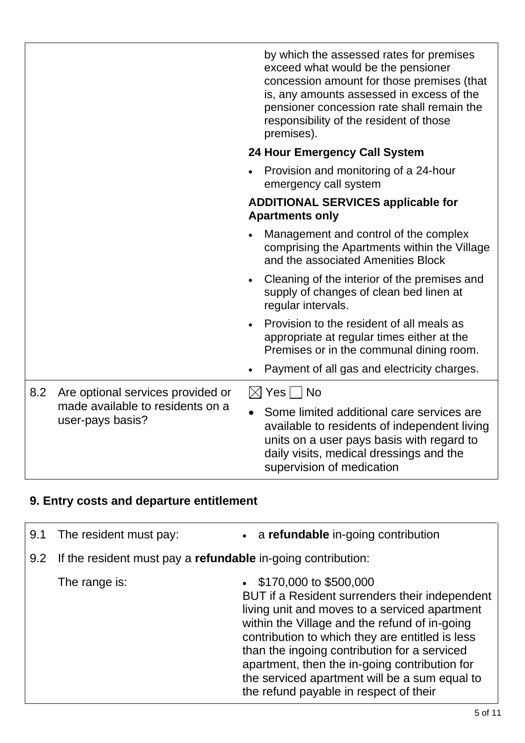| | | |
|---|---|---|
| | | by which the assessed rates for premises exceed what would be the pensioner concession amount for those premises (that is, any amounts assessed in excess of the pensioner concession rate shall remain the responsibility of the resident of those premises).<br>**24 Hour Emergency Call System**<br>• Provision and monitoring of a 24-hour emergency call system<br>**ADDITIONAL SERVICES applicable for Apartments only**<br>• Management and control of the complex comprising the Apartments within the Village and the associated Amenities Block<br>• Cleaning of the interior of the premises and supply of changes of clean bed linen at regular intervals.<br>• Provision to the resident of all meals as appropriate at regular times either at the Premises or in the communal dining room.<br>• Payment of all gas and electricity charges. |
| 8.2 | Are optional services provided or made available to residents on a user-pays basis? | ☒ Yes ☐ No<br>• Some limited additional care services are available to residents of independent living units on a user pays basis with regard to daily visits, medical dressings and the supervision of medication |

## 9. Entry costs and departure entitlement

| | | |
|---|---|---|
| 9.1 | The resident must pay: | • a **refundable** in-going contribution |
| 9.2 | If the resident must pay a **refundable** in-going contribution: | |
| | The range is: | • \$170,000 to \$500,000<br>BUT if a Resident surrenders their independent living unit and moves to a serviced apartment within the Village and the refund of in-going contribution to which they are entitled is less than the ingoing contribution for a serviced apartment, then the in-going contribution for the serviced apartment will be a sum equal to the refund payable in respect of their |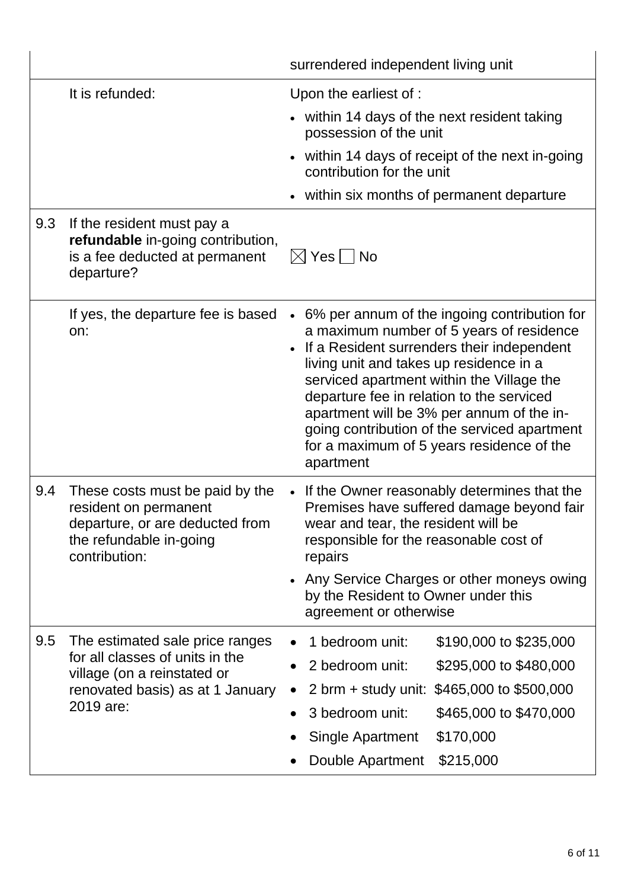| | | |
|---|---|---|
| | | surrendered independent living unit |
| | It is refunded: | Upon the earliest of :<br>• within 14 days of the next resident taking possession of the unit<br>• within 14 days of receipt of the next in-going contribution for the unit<br>• within six months of permanent departure |
| 9.3 | If the resident must pay a **refundable** in-going contribution, is a fee deducted at permanent departure? | ☒ Yes ☐ No |
| | If yes, the departure fee is based on: | • 6% per annum of the ingoing contribution for a maximum number of 5 years of residence<br>• If a Resident surrenders their independent living unit and takes up residence in a serviced apartment within the Village the departure fee in relation to the serviced apartment will be 3% per annum of the in-going contribution of the serviced apartment for a maximum of 5 years residence of the apartment |
| 9.4 | These costs must be paid by the resident on permanent departure, or are deducted from the refundable in-going contribution: | • If the Owner reasonably determines that the Premises have suffered damage beyond fair wear and tear, the resident will be responsible for the reasonable cost of repairs<br>• Any Service Charges or other moneys owing by the Resident to Owner under this agreement or otherwise |
| 9.5 | The estimated sale price ranges for all classes of units in the village (on a reinstated or renovated basis) as at 1 January 2019 are: | • 1 bedroom unit: $190,000 to $235,000<br>• 2 bedroom unit: $295,000 to $480,000<br>• 2 brm + study unit: $465,000 to $500,000<br>• 3 bedroom unit: $465,000 to $470,000<br>• Single Apartment $170,000<br>• Double Apartment $215,000 |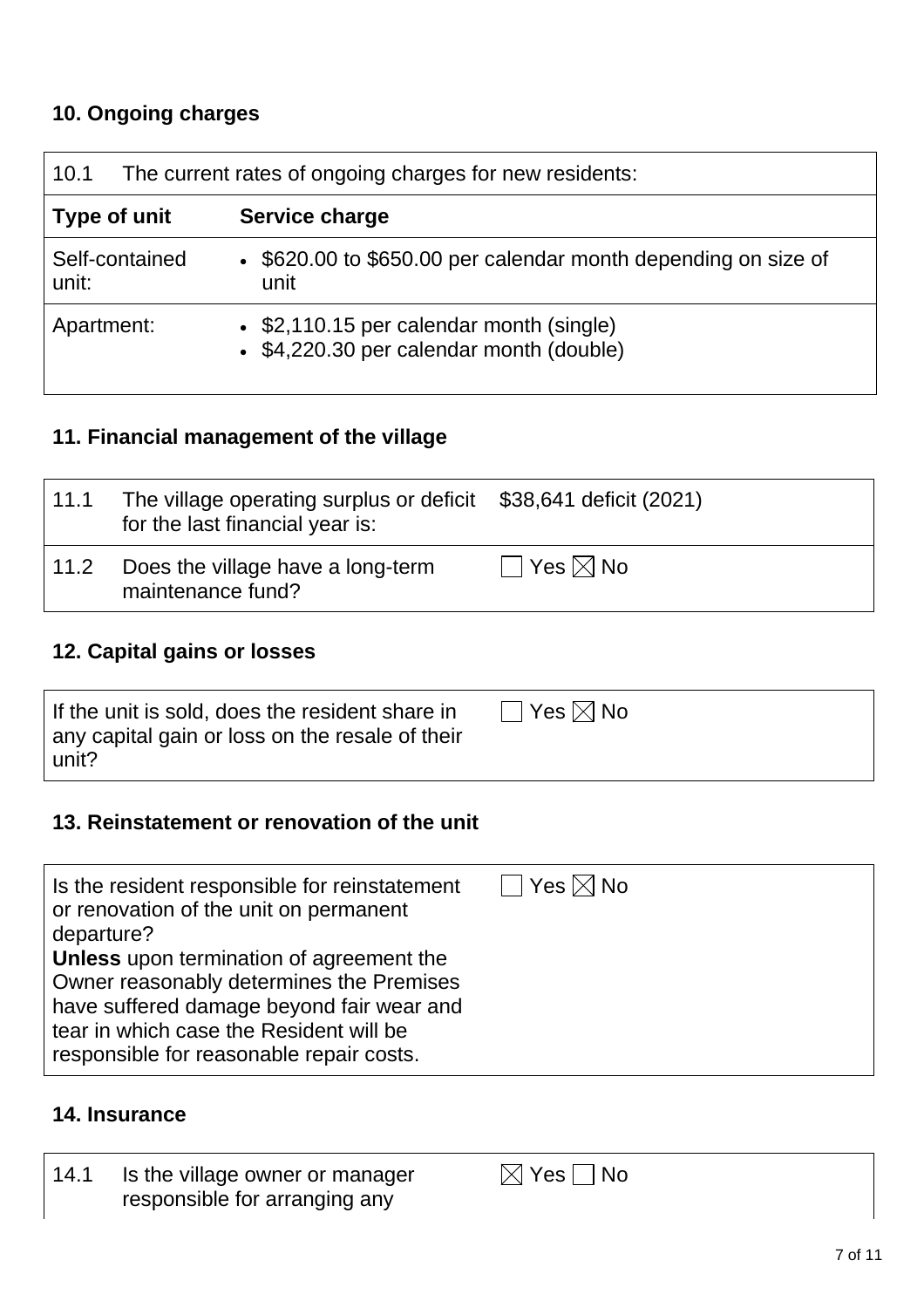## 10. Ongoing charges

| 10.1 The current rates of ongoing charges for new residents: | |
|---|---|
| **Type of unit** | **Service charge** |
| Self-contained unit: | • $620.00 to $650.00 per calendar month depending on size of unit |
| Apartment: | • $2,110.15 per calendar month (single)<br>• $4,220.30 per calendar month (double) |

## 11. Financial management of the village

| | | |
|---|---|---|
| 11.1 | The village operating surplus or deficit for the last financial year is: | $38,641 deficit (2021) |
| 11.2 | Does the village have a long-term maintenance fund? | ☐ Yes ☒ No |

## 12. Capital gains or losses

| | |
|---|---|
| If the unit is sold, does the resident share in any capital gain or loss on the resale of their unit? | ☐ Yes ☒ No |

## 13. Reinstatement or renovation of the unit

| | |
|---|---|
| Is the resident responsible for reinstatement or renovation of the unit on permanent departure?<br>**Unless** upon termination of agreement the Owner reasonably determines the Premises have suffered damage beyond fair wear and tear in which case the Resident will be responsible for reasonable repair costs. | ☐ Yes ☒ No |

## 14. Insurance

| | | |
|---|---|---|
| 14.1 | Is the village owner or manager responsible for arranging any | ☒ Yes ☐ No |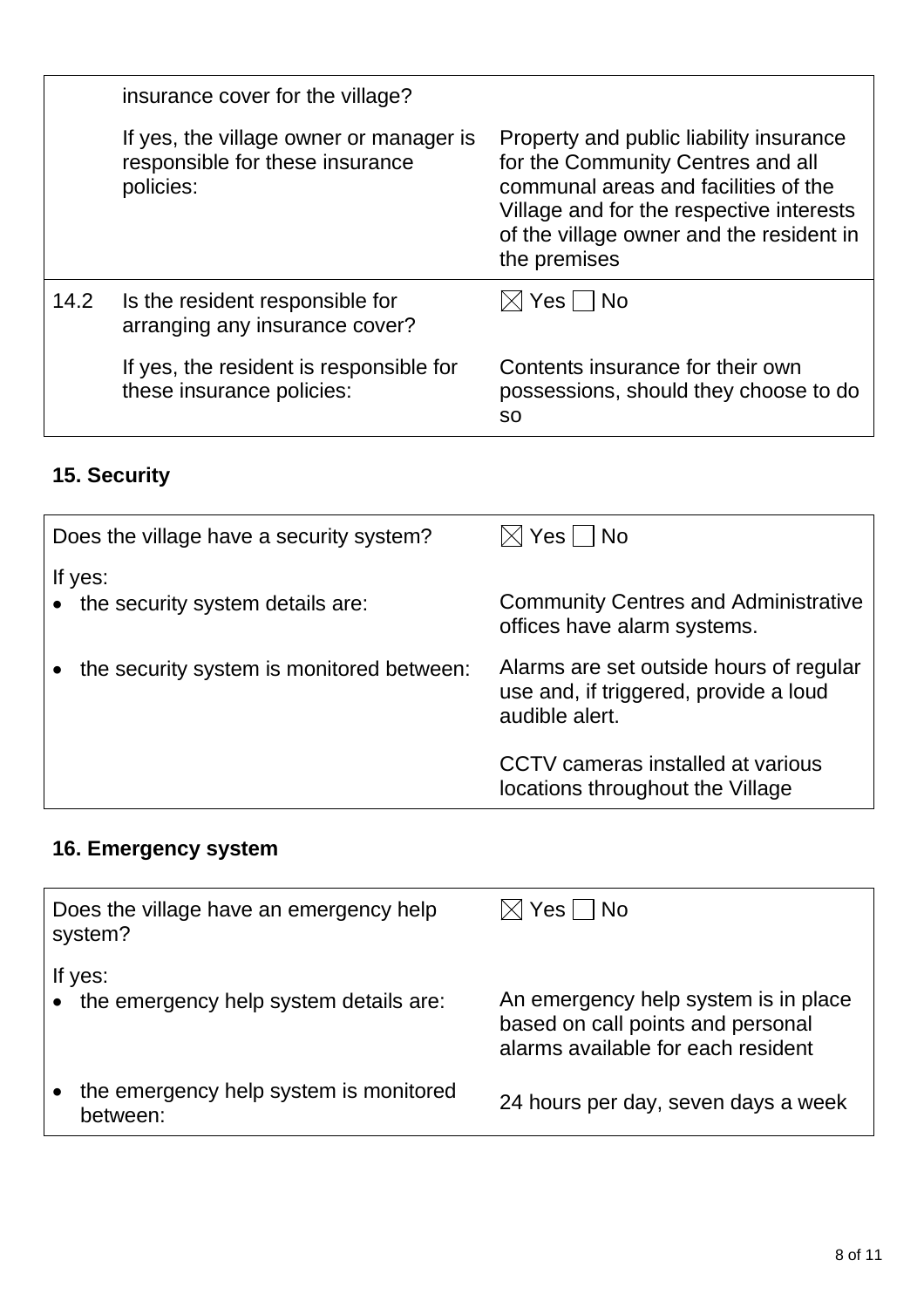|  |  |  |
|---|---|---|
|  | insurance cover for the village? |  |
|  | If yes, the village owner or manager is responsible for these insurance policies: | Property and public liability insurance for the Community Centres and all communal areas and facilities of the Village and for the respective interests of the village owner and the resident in the premises |
| 14.2 | Is the resident responsible for arranging any insurance cover? | ☒ Yes ☐ No |
|  | If yes, the resident is responsible for these insurance policies: | Contents insurance for their own possessions, should they choose to do so |

## 15. Security

|  |  |
|---|---|
| Does the village have a security system? | ☒ Yes ☐ No |
| If yes: |  |
| • the security system details are: | Community Centres and Administrative offices have alarm systems. |
| • the security system is monitored between: | Alarms are set outside hours of regular use and, if triggered, provide a loud audible alert. |
|  | CCTV cameras installed at various locations throughout the Village |

## 16. Emergency system

|  |  |
|---|---|
| Does the village have an emergency help system? | ☒ Yes ☐ No |
| If yes: |  |
| • the emergency help system details are: | An emergency help system is in place based on call points and personal alarms available for each resident |
| • the emergency help system is monitored between: | 24 hours per day, seven days a week |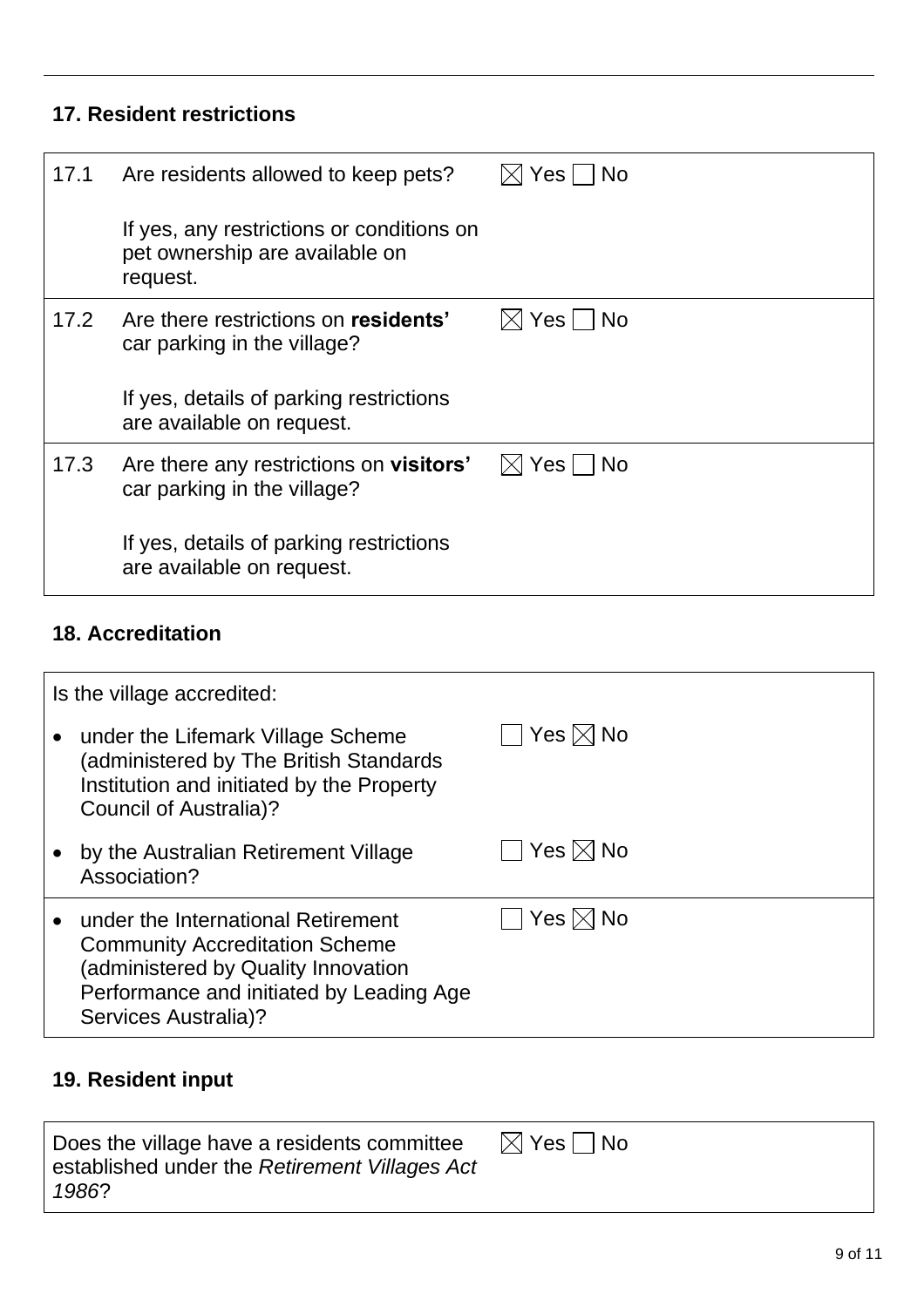## 17. Resident restrictions

| | | |
|---|---|---|
| 17.1 | Are residents allowed to keep pets?<br><br>If yes, any restrictions or conditions on pet ownership are available on request. | ☒ Yes ☐ No |
| 17.2 | Are there restrictions on **residents'** car parking in the village?<br><br>If yes, details of parking restrictions are available on request. | ☒ Yes ☐ No |
| 17.3 | Are there any restrictions on **visitors'** car parking in the village?<br><br>If yes, details of parking restrictions are available on request. | ☒ Yes ☐ No |

## 18. Accreditation

| Is the village accredited: | |
|---|---|
| • under the Lifemark Village Scheme (administered by The British Standards Institution and initiated by the Property Council of Australia)? | ☐ Yes ☒ No |
| • by the Australian Retirement Village Association? | ☐ Yes ☒ No |
| • under the International Retirement Community Accreditation Scheme (administered by Quality Innovation Performance and initiated by Leading Age Services Australia)? | ☐ Yes ☒ No |

## 19. Resident input

| | |
|---|---|
| Does the village have a residents committee established under the *Retirement Villages Act 1986*? | ☒ Yes ☐ No |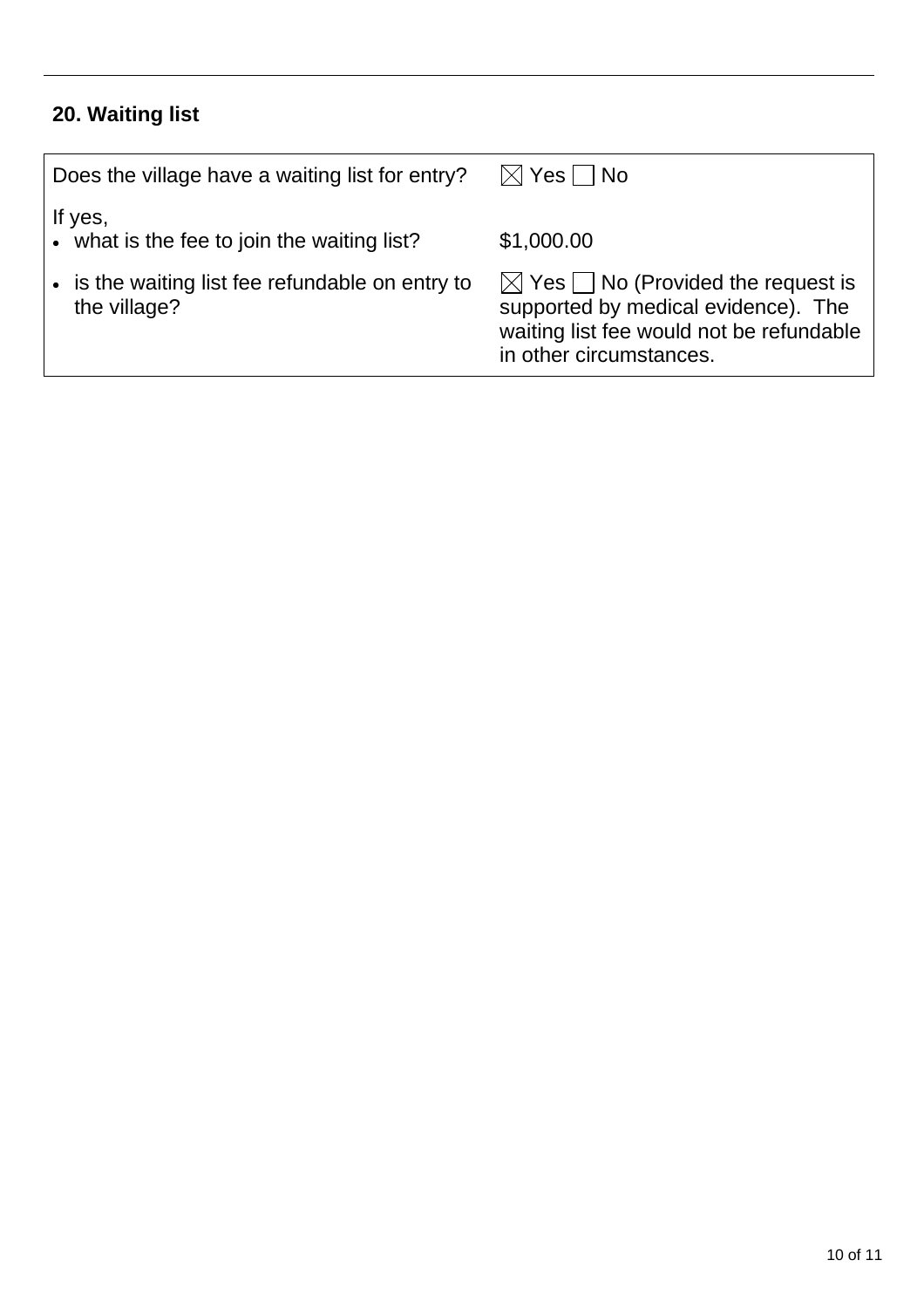## 20. Waiting list

| Does the village have a waiting list for entry? | ☒ Yes ☐ No |
|---|---|
| If yes,<br>• what is the fee to join the waiting list? | $1,000.00 |
| • is the waiting list fee refundable on entry to the village? | ☒ Yes ☐ No (Provided the request is supported by medical evidence). The waiting list fee would not be refundable in other circumstances. |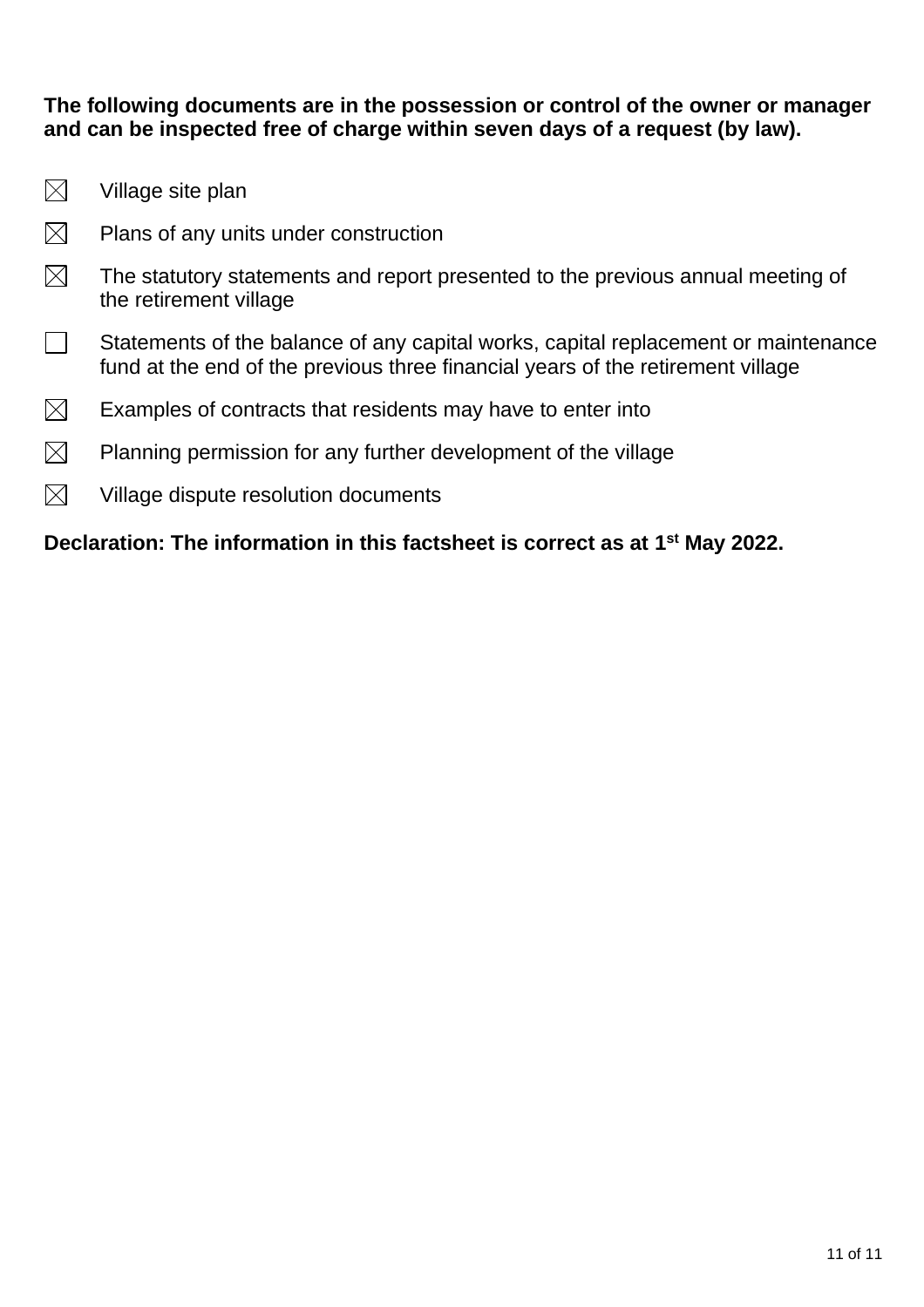**The following documents are in the possession or control of the owner or manager and can be inspected free of charge within seven days of a request (by law).**

- ☒ Village site plan
- ☒ Plans of any units under construction
- ☒ The statutory statements and report presented to the previous annual meeting of the retirement village
- ☐ Statements of the balance of any capital works, capital replacement or maintenance fund at the end of the previous three financial years of the retirement village
- ☒ Examples of contracts that residents may have to enter into
- ☒ Planning permission for any further development of the village
- ☒ Village dispute resolution documents

**Declaration: The information in this factsheet is correct as at 1st May 2022.**